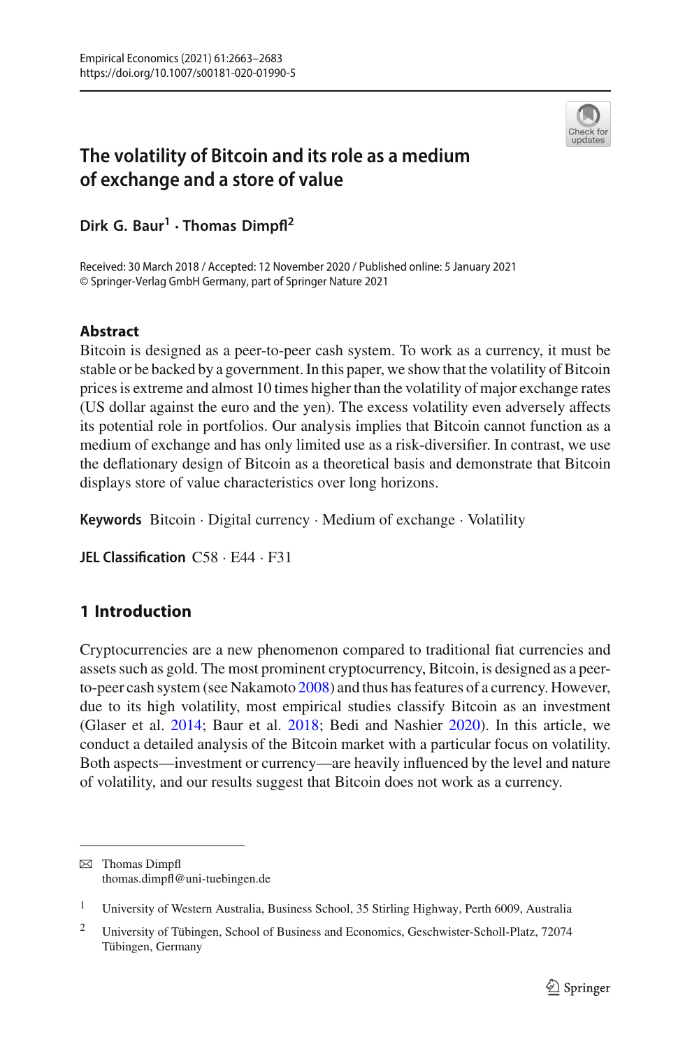# The volatility of Bitcoin and its role as a medium of exchange and a store of value

**Dirk G. Baur[1] · Thomas Dimpfl[2]**

Received: 30 March 2018 / Accepted: 12 November 2020 / Published online: 5 January 2021
© Springer-Verlag GmbH Germany, part of Springer Nature 2021

## Abstract

Bitcoin is designed as a peer-to-peer cash system. To work as a currency, it must be stable or be backed by a government. In this paper, we show that the volatility of Bitcoin prices is extreme and almost 10 times higher than the volatility of major exchange rates (US dollar against the euro and the yen). The excess volatility even adversely affects its potential role in portfolios. Our analysis implies that Bitcoin cannot function as a medium of exchange and has only limited use as a risk-diversifier. In contrast, we use the deflationary design of Bitcoin as a theoretical basis and demonstrate that Bitcoin displays store of value characteristics over long horizons.

**Keywords** Bitcoin · Digital currency · Medium of exchange · Volatility

**JEL Classification** C58 · E44 · F31

## 1 Introduction

Cryptocurrencies are a new phenomenon compared to traditional fiat currencies and assets such as gold. The most prominent cryptocurrency, Bitcoin, is designed as a peer-to-peer cash system (see Nakamoto 2008) and thus has features of a currency. However, due to its high volatility, most empirical studies classify Bitcoin as an investment (Glaser et al. 2014; Baur et al. 2018; Bedi and Nashier 2020). In this article, we conduct a detailed analysis of the Bitcoin market with a particular focus on volatility. Both aspects—investment or currency—are heavily influenced by the level and nature of volatility, and our results suggest that Bitcoin does not work as a currency.

---

✉ Thomas Dimpfl
thomas.dimpfl@uni-tuebingen.de

[1] University of Western Australia, Business School, 35 Stirling Highway, Perth 6009, Australia

[2] University of Tübingen, School of Business and Economics, Geschwister-Scholl-Platz, 72074 Tübingen, Germany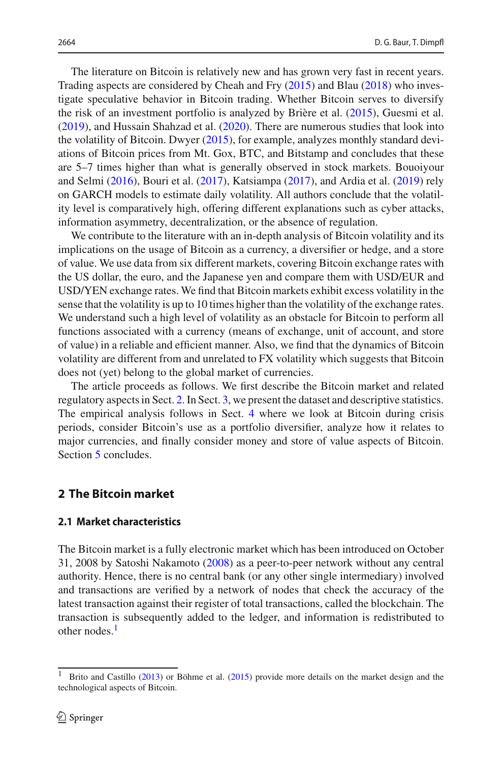The literature on Bitcoin is relatively new and has grown very fast in recent years. Trading aspects are considered by Cheah and Fry (2015) and Blau (2018) who investigate speculative behavior in Bitcoin trading. Whether Bitcoin serves to diversify the risk of an investment portfolio is analyzed by Brière et al. (2015), Guesmi et al. (2019), and Hussain Shahzad et al. (2020). There are numerous studies that look into the volatility of Bitcoin. Dwyer (2015), for example, analyzes monthly standard deviations of Bitcoin prices from Mt. Gox, BTC, and Bitstamp and concludes that these are 5–7 times higher than what is generally observed in stock markets. Bouoiyour and Selmi (2016), Bouri et al. (2017), Katsiampa (2017), and Ardia et al. (2019) rely on GARCH models to estimate daily volatility. All authors conclude that the volatility level is comparatively high, offering different explanations such as cyber attacks, information asymmetry, decentralization, or the absence of regulation.

We contribute to the literature with an in-depth analysis of Bitcoin volatility and its implications on the usage of Bitcoin as a currency, a diversifier or hedge, and a store of value. We use data from six different markets, covering Bitcoin exchange rates with the US dollar, the euro, and the Japanese yen and compare them with USD/EUR and USD/YEN exchange rates. We find that Bitcoin markets exhibit excess volatility in the sense that the volatility is up to 10 times higher than the volatility of the exchange rates. We understand such a high level of volatility as an obstacle for Bitcoin to perform all functions associated with a currency (means of exchange, unit of account, and store of value) in a reliable and efficient manner. Also, we find that the dynamics of Bitcoin volatility are different from and unrelated to FX volatility which suggests that Bitcoin does not (yet) belong to the global market of currencies.

The article proceeds as follows. We first describe the Bitcoin market and related regulatory aspects in Sect. 2. In Sect. 3, we present the dataset and descriptive statistics. The empirical analysis follows in Sect. 4 where we look at Bitcoin during crisis periods, consider Bitcoin's use as a portfolio diversifier, analyze how it relates to major currencies, and finally consider money and store of value aspects of Bitcoin. Section 5 concludes.

## 2 The Bitcoin market

### 2.1 Market characteristics

The Bitcoin market is a fully electronic market which has been introduced on October 31, 2008 by Satoshi Nakamoto (2008) as a peer-to-peer network without any central authority. Hence, there is no central bank (or any other single intermediary) involved and transactions are verified by a network of nodes that check the accuracy of the latest transaction against their register of total transactions, called the blockchain. The transaction is subsequently added to the ledger, and information is redistributed to other nodes.[1]

[1] Brito and Castillo (2013) or Böhme et al. (2015) provide more details on the market design and the technological aspects of Bitcoin.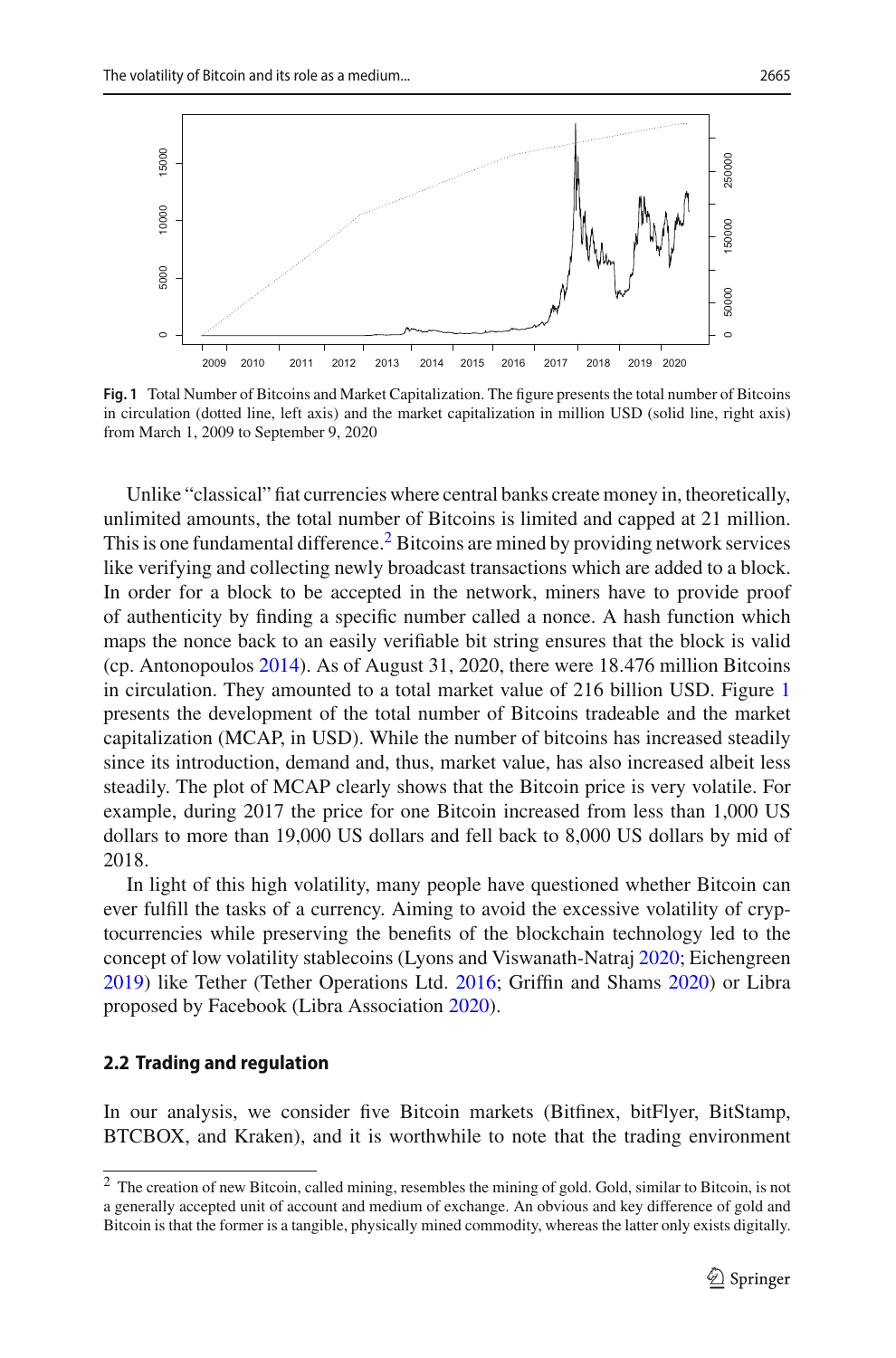**Fig. 1** Total Number of Bitcoins and Market Capitalization. The figure presents the total number of Bitcoins in circulation (dotted line, left axis) and the market capitalization in million USD (solid line, right axis) from March 1, 2009 to September 9, 2020

Unlike "classical" fiat currencies where central banks create money in, theoretically, unlimited amounts, the total number of Bitcoins is limited and capped at 21 million. This is one fundamental difference.[2] Bitcoins are mined by providing network services like verifying and collecting newly broadcast transactions which are added to a block. In order for a block to be accepted in the network, miners have to provide proof of authenticity by finding a specific number called a nonce. A hash function which maps the nonce back to an easily verifiable bit string ensures that the block is valid (cp. Antonopoulos 2014). As of August 31, 2020, there were 18.476 million Bitcoins in circulation. They amounted to a total market value of 216 billion USD. Figure 1 presents the development of the total number of Bitcoins tradeable and the market capitalization (MCAP, in USD). While the number of bitcoins has increased steadily since its introduction, demand and, thus, market value, has also increased albeit less steadily. The plot of MCAP clearly shows that the Bitcoin price is very volatile. For example, during 2017 the price for one Bitcoin increased from less than 1,000 US dollars to more than 19,000 US dollars and fell back to 8,000 US dollars by mid of 2018.

In light of this high volatility, many people have questioned whether Bitcoin can ever fulfill the tasks of a currency. Aiming to avoid the excessive volatility of cryptocurrencies while preserving the benefits of the blockchain technology led to the concept of low volatility stablecoins (Lyons and Viswanath-Natraj 2020; Eichengreen 2019) like Tether (Tether Operations Ltd. 2016; Griffin and Shams 2020) or Libra proposed by Facebook (Libra Association 2020).

### 2.2 Trading and regulation

In our analysis, we consider five Bitcoin markets (Bitfinex, bitFlyer, BitStamp, BTCBOX, and Kraken), and it is worthwhile to note that the trading environment

[2] The creation of new Bitcoin, called mining, resembles the mining of gold. Gold, similar to Bitcoin, is not a generally accepted unit of account and medium of exchange. An obvious and key difference of gold and Bitcoin is that the former is a tangible, physically mined commodity, whereas the latter only exists digitally.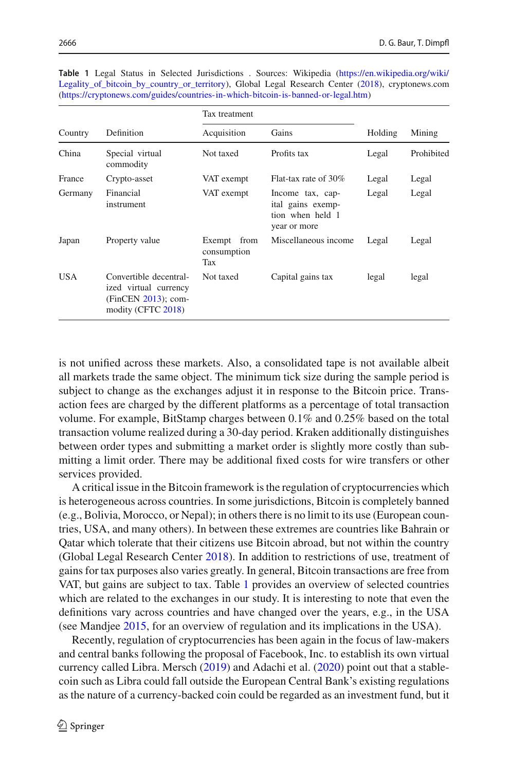**Table 1** Legal Status in Selected Jurisdictions . Sources: Wikipedia (https://en.wikipedia.org/wiki/Legality_of_bitcoin_by_country_or_territory), Global Legal Research Center (2018), cryptonews.com (https://cryptonews.com/guides/countries-in-which-bitcoin-is-banned-or-legal.htm)

| Country | Definition | Tax treatment | | Holding | Mining |
|---|---|---|---|---|---|
| | | Acquisition | Gains | | |
| China | Special virtual commodity | Not taxed | Profits tax | Legal | Prohibited |
| France | Crypto-asset | VAT exempt | Flat-tax rate of 30% | Legal | Legal |
| Germany | Financial instrument | VAT exempt | Income tax, capital gains exemption when held 1 year or more | Legal | Legal |
| Japan | Property value | Exempt from consumption Tax | Miscellaneous income | Legal | Legal |
| USA | Convertible decentralized virtual currency (FinCEN 2013); commodity (CFTC 2018) | Not taxed | Capital gains tax | legal | legal |

is not unified across these markets. Also, a consolidated tape is not available albeit all markets trade the same object. The minimum tick size during the sample period is subject to change as the exchanges adjust it in response to the Bitcoin price. Transaction fees are charged by the different platforms as a percentage of total transaction volume. For example, BitStamp charges between 0.1% and 0.25% based on the total transaction volume realized during a 30-day period. Kraken additionally distinguishes between order types and submitting a market order is slightly more costly than submitting a limit order. There may be additional fixed costs for wire transfers or other services provided.

A critical issue in the Bitcoin framework is the regulation of cryptocurrencies which is heterogeneous across countries. In some jurisdictions, Bitcoin is completely banned (e.g., Bolivia, Morocco, or Nepal); in others there is no limit to its use (European countries, USA, and many others). In between these extremes are countries like Bahrain or Qatar which tolerate that their citizens use Bitcoin abroad, but not within the country (Global Legal Research Center 2018). In addition to restrictions of use, treatment of gains for tax purposes also varies greatly. In general, Bitcoin transactions are free from VAT, but gains are subject to tax. Table 1 provides an overview of selected countries which are related to the exchanges in our study. It is interesting to note that even the definitions vary across countries and have changed over the years, e.g., in the USA (see Mandjee 2015, for an overview of regulation and its implications in the USA).

Recently, regulation of cryptocurrencies has been again in the focus of law-makers and central banks following the proposal of Facebook, Inc. to establish its own virtual currency called Libra. Mersch (2019) and Adachi et al. (2020) point out that a stablecoin such as Libra could fall outside the European Central Bank's existing regulations as the nature of a currency-backed coin could be regarded as an investment fund, but it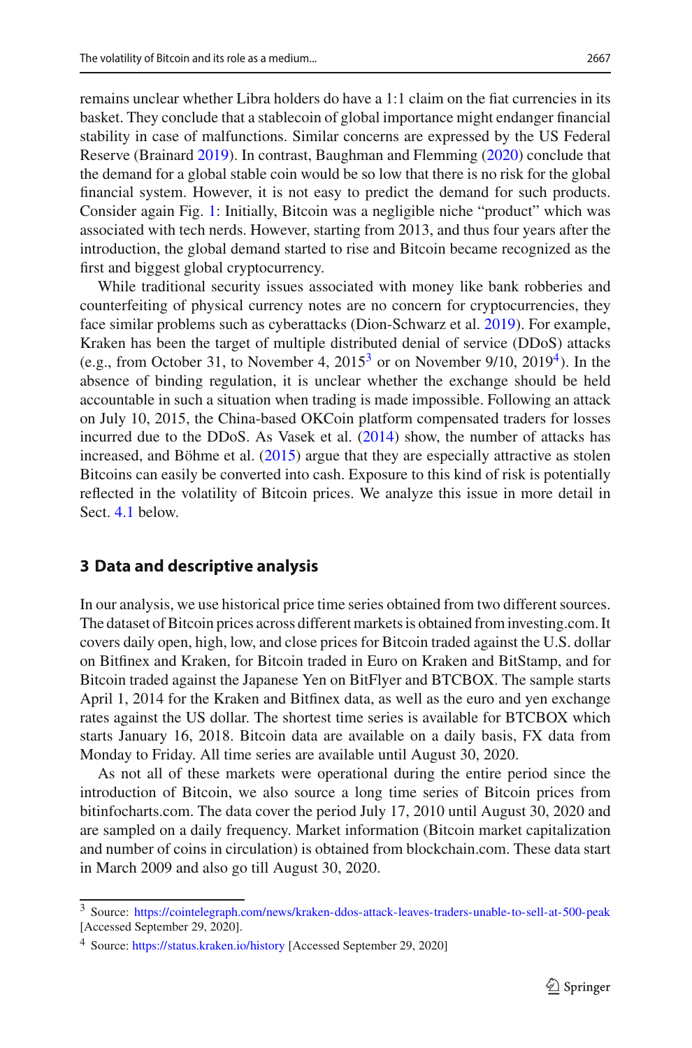remains unclear whether Libra holders do have a 1:1 claim on the fiat currencies in its basket. They conclude that a stablecoin of global importance might endanger financial stability in case of malfunctions. Similar concerns are expressed by the US Federal Reserve (Brainard 2019). In contrast, Baughman and Flemming (2020) conclude that the demand for a global stable coin would be so low that there is no risk for the global financial system. However, it is not easy to predict the demand for such products. Consider again Fig. 1: Initially, Bitcoin was a negligible niche "product" which was associated with tech nerds. However, starting from 2013, and thus four years after the introduction, the global demand started to rise and Bitcoin became recognized as the first and biggest global cryptocurrency.

While traditional security issues associated with money like bank robberies and counterfeiting of physical currency notes are no concern for cryptocurrencies, they face similar problems such as cyberattacks (Dion-Schwarz et al. 2019). For example, Kraken has been the target of multiple distributed denial of service (DDoS) attacks (e.g., from October 31, to November 4, 2015[3] or on November 9/10, 2019[4]). In the absence of binding regulation, it is unclear whether the exchange should be held accountable in such a situation when trading is made impossible. Following an attack on July 10, 2015, the China-based OKCoin platform compensated traders for losses incurred due to the DDoS. As Vasek et al. (2014) show, the number of attacks has increased, and Böhme et al. (2015) argue that they are especially attractive as stolen Bitcoins can easily be converted into cash. Exposure to this kind of risk is potentially reflected in the volatility of Bitcoin prices. We analyze this issue in more detail in Sect. 4.1 below.

## 3 Data and descriptive analysis

In our analysis, we use historical price time series obtained from two different sources. The dataset of Bitcoin prices across different markets is obtained from investing.com. It covers daily open, high, low, and close prices for Bitcoin traded against the U.S. dollar on Bitfinex and Kraken, for Bitcoin traded in Euro on Kraken and BitStamp, and for Bitcoin traded against the Japanese Yen on BitFlyer and BTCBOX. The sample starts April 1, 2014 for the Kraken and Bitfinex data, as well as the euro and yen exchange rates against the US dollar. The shortest time series is available for BTCBOX which starts January 16, 2018. Bitcoin data are available on a daily basis, FX data from Monday to Friday. All time series are available until August 30, 2020.

As not all of these markets were operational during the entire period since the introduction of Bitcoin, we also source a long time series of Bitcoin prices from bitinfocharts.com. The data cover the period July 17, 2010 until August 30, 2020 and are sampled on a daily frequency. Market information (Bitcoin market capitalization and number of coins in circulation) is obtained from blockchain.com. These data start in March 2009 and also go till August 30, 2020.

---

[3] Source: https://cointelegraph.com/news/kraken-ddos-attack-leaves-traders-unable-to-sell-at-500-peak [Accessed September 29, 2020].

[4] Source: https://status.kraken.io/history [Accessed September 29, 2020]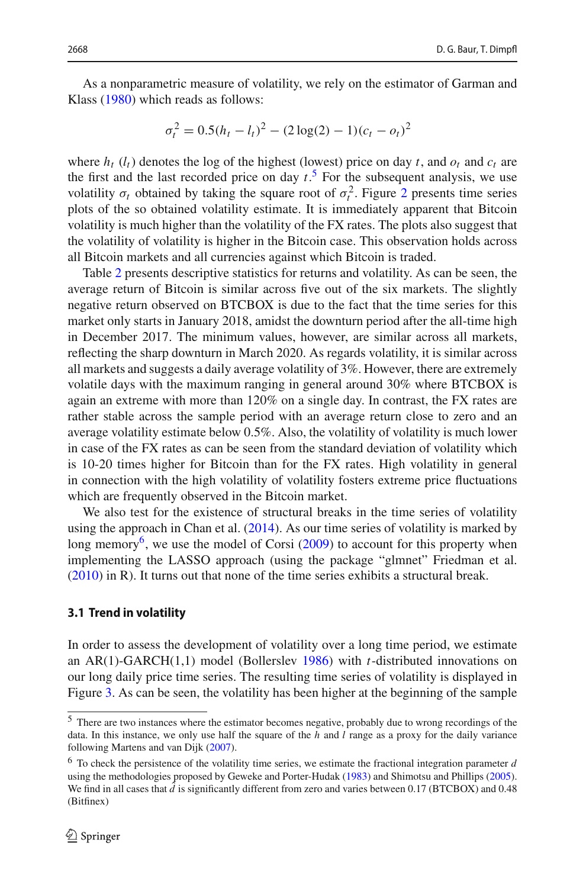As a nonparametric measure of volatility, we rely on the estimator of Garman and Klass (1980) which reads as follows:

$$\sigma_t^2 = 0.5(h_t - l_t)^2 - (2\log(2) - 1)(c_t - o_t)^2$$

where $h_t$ ($l_t$) denotes the log of the highest (lowest) price on day $t$, and $o_t$ and $c_t$ are the first and the last recorded price on day $t$.[5] For the subsequent analysis, we use volatility $\sigma_t$ obtained by taking the square root of $\sigma_t^2$. Figure 2 presents time series plots of the so obtained volatility estimate. It is immediately apparent that Bitcoin volatility is much higher than the volatility of the FX rates. The plots also suggest that the volatility of volatility is higher in the Bitcoin case. This observation holds across all Bitcoin markets and all currencies against which Bitcoin is traded.

Table 2 presents descriptive statistics for returns and volatility. As can be seen, the average return of Bitcoin is similar across five out of the six markets. The slightly negative return observed on BTCBOX is due to the fact that the time series for this market only starts in January 2018, amidst the downturn period after the all-time high in December 2017. The minimum values, however, are similar across all markets, reflecting the sharp downturn in March 2020. As regards volatility, it is similar across all markets and suggests a daily average volatility of 3%. However, there are extremely volatile days with the maximum ranging in general around 30% where BTCBOX is again an extreme with more than 120% on a single day. In contrast, the FX rates are rather stable across the sample period with an average return close to zero and an average volatility estimate below 0.5%. Also, the volatility of volatility is much lower in case of the FX rates as can be seen from the standard deviation of volatility which is 10-20 times higher for Bitcoin than for the FX rates. High volatility in general in connection with the high volatility of volatility fosters extreme price fluctuations which are frequently observed in the Bitcoin market.

We also test for the existence of structural breaks in the time series of volatility using the approach in Chan et al. (2014). As our time series of volatility is marked by long memory[6], we use the model of Corsi (2009) to account for this property when implementing the LASSO approach (using the package "glmnet" Friedman et al. (2010) in R). It turns out that none of the time series exhibits a structural break.

### 3.1 Trend in volatility

In order to assess the development of volatility over a long time period, we estimate an AR(1)-GARCH(1,1) model (Bollerslev 1986) with $t$-distributed innovations on our long daily price time series. The resulting time series of volatility is displayed in Figure 3. As can be seen, the volatility has been higher at the beginning of the sample

---

[5] There are two instances where the estimator becomes negative, probably due to wrong recordings of the data. In this instance, we only use half the square of the $h$ and $l$ range as a proxy for the daily variance following Martens and van Dijk (2007).

[6] To check the persistence of the volatility time series, we estimate the fractional integration parameter $d$ using the methodologies proposed by Geweke and Porter-Hudak (1983) and Shimotsu and Phillips (2005). We find in all cases that $d$ is significantly different from zero and varies between 0.17 (BTCBOX) and 0.48 (Bitfinex)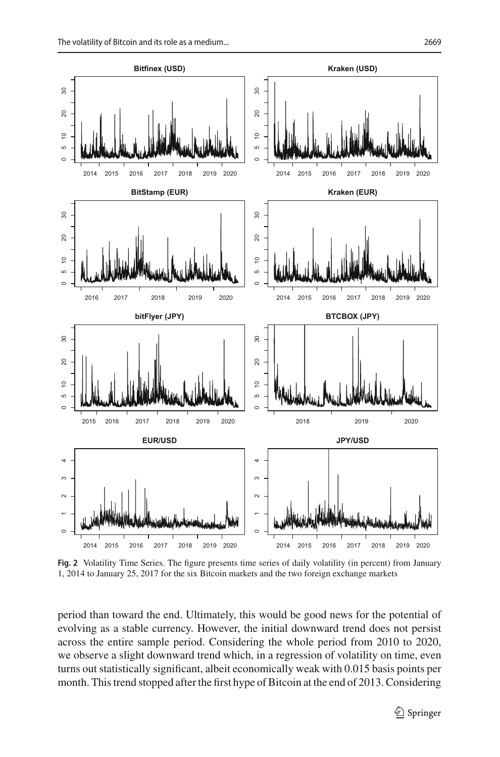**Fig. 2** Volatility Time Series. The figure presents time series of daily volatility (in percent) from January 1, 2014 to January 25, 2017 for the six Bitcoin markets and the two foreign exchange markets

period than toward the end. Ultimately, this would be good news for the potential of evolving as a stable currency. However, the initial downward trend does not persist across the entire sample period. Considering the whole period from 2010 to 2020, we observe a slight downward trend which, in a regression of volatility on time, even turns out statistically significant, albeit economically weak with 0.015 basis points per month. This trend stopped after the first hype of Bitcoin at the end of 2013. Considering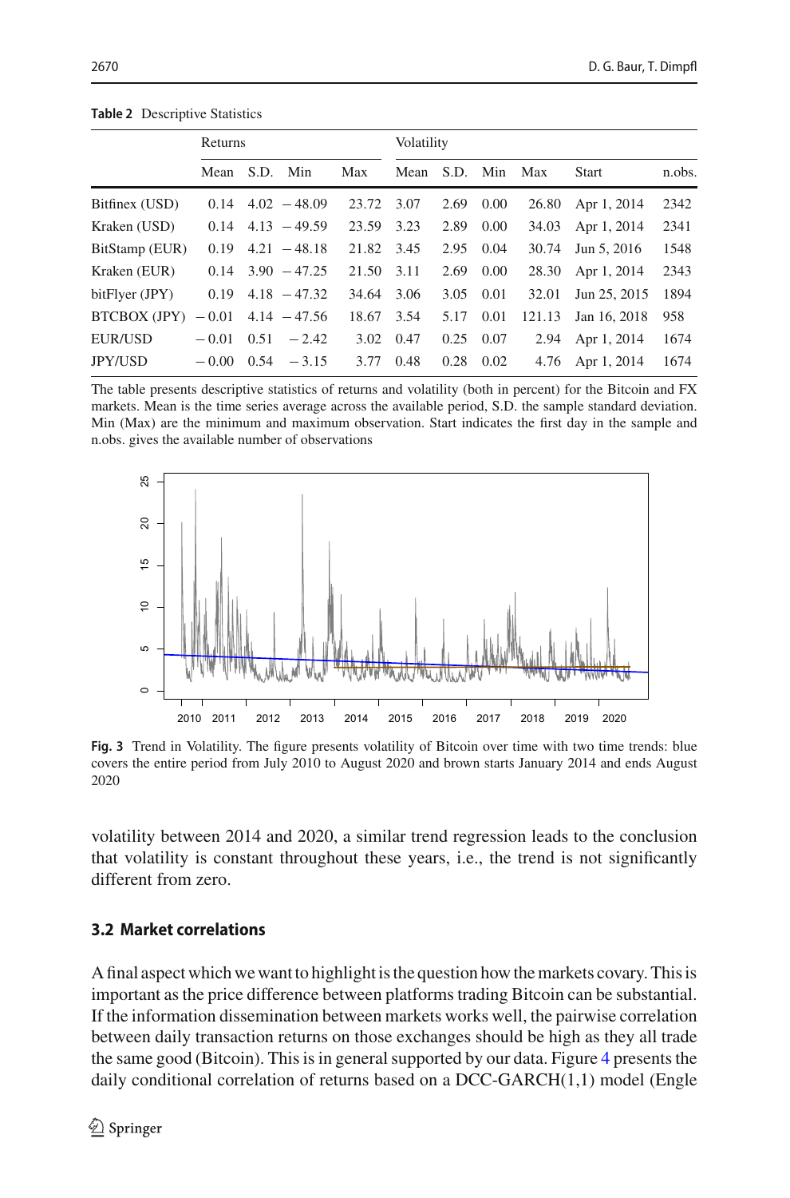**Table 2** Descriptive Statistics

| | Returns | | | | Volatility | | | | | |
|---|---|---|---|---|---|---|---|---|---|---|
| | Mean | S.D. | Min | Max | Mean | S.D. | Min | Max | Start | n.obs. |
| Bitfinex (USD) | 0.14 | 4.02 | −48.09 | 23.72 | 3.07 | 2.69 | 0.00 | 26.80 | Apr 1, 2014 | 2342 |
| Kraken (USD) | 0.14 | 4.13 | −49.59 | 23.59 | 3.23 | 2.89 | 0.00 | 34.03 | Apr 1, 2014 | 2341 |
| BitStamp (EUR) | 0.19 | 4.21 | −48.18 | 21.82 | 3.45 | 2.95 | 0.04 | 30.74 | Jun 5, 2016 | 1548 |
| Kraken (EUR) | 0.14 | 3.90 | −47.25 | 21.50 | 3.11 | 2.69 | 0.00 | 28.30 | Apr 1, 2014 | 2343 |
| bitFlyer (JPY) | 0.19 | 4.18 | −47.32 | 34.64 | 3.06 | 3.05 | 0.01 | 32.01 | Jun 25, 2015 | 1894 |
| BTCBOX (JPY) | −0.01 | 4.14 | −47.56 | 18.67 | 3.54 | 5.17 | 0.01 | 121.13 | Jan 16, 2018 | 958 |
| EUR/USD | −0.01 | 0.51 | −2.42 | 3.02 | 0.47 | 0.25 | 0.07 | 2.94 | Apr 1, 2014 | 1674 |
| JPY/USD | −0.00 | 0.54 | −3.15 | 3.77 | 0.48 | 0.28 | 0.02 | 4.76 | Apr 1, 2014 | 1674 |

The table presents descriptive statistics of returns and volatility (both in percent) for the Bitcoin and FX markets. Mean is the time series average across the available period, S.D. the sample standard deviation. Min (Max) are the minimum and maximum observation. Start indicates the first day in the sample and n.obs. gives the available number of observations

**Fig. 3** Trend in Volatility. The figure presents volatility of Bitcoin over time with two time trends: blue covers the entire period from July 2010 to August 2020 and brown starts January 2014 and ends August 2020

volatility between 2014 and 2020, a similar trend regression leads to the conclusion that volatility is constant throughout these years, i.e., the trend is not significantly different from zero.

### 3.2 Market correlations

A final aspect which we want to highlight is the question how the markets covary. This is important as the price difference between platforms trading Bitcoin can be substantial. If the information dissemination between markets works well, the pairwise correlation between daily transaction returns on those exchanges should be high as they all trade the same good (Bitcoin). This is in general supported by our data. Figure 4 presents the daily conditional correlation of returns based on a DCC-GARCH(1,1) model (Engle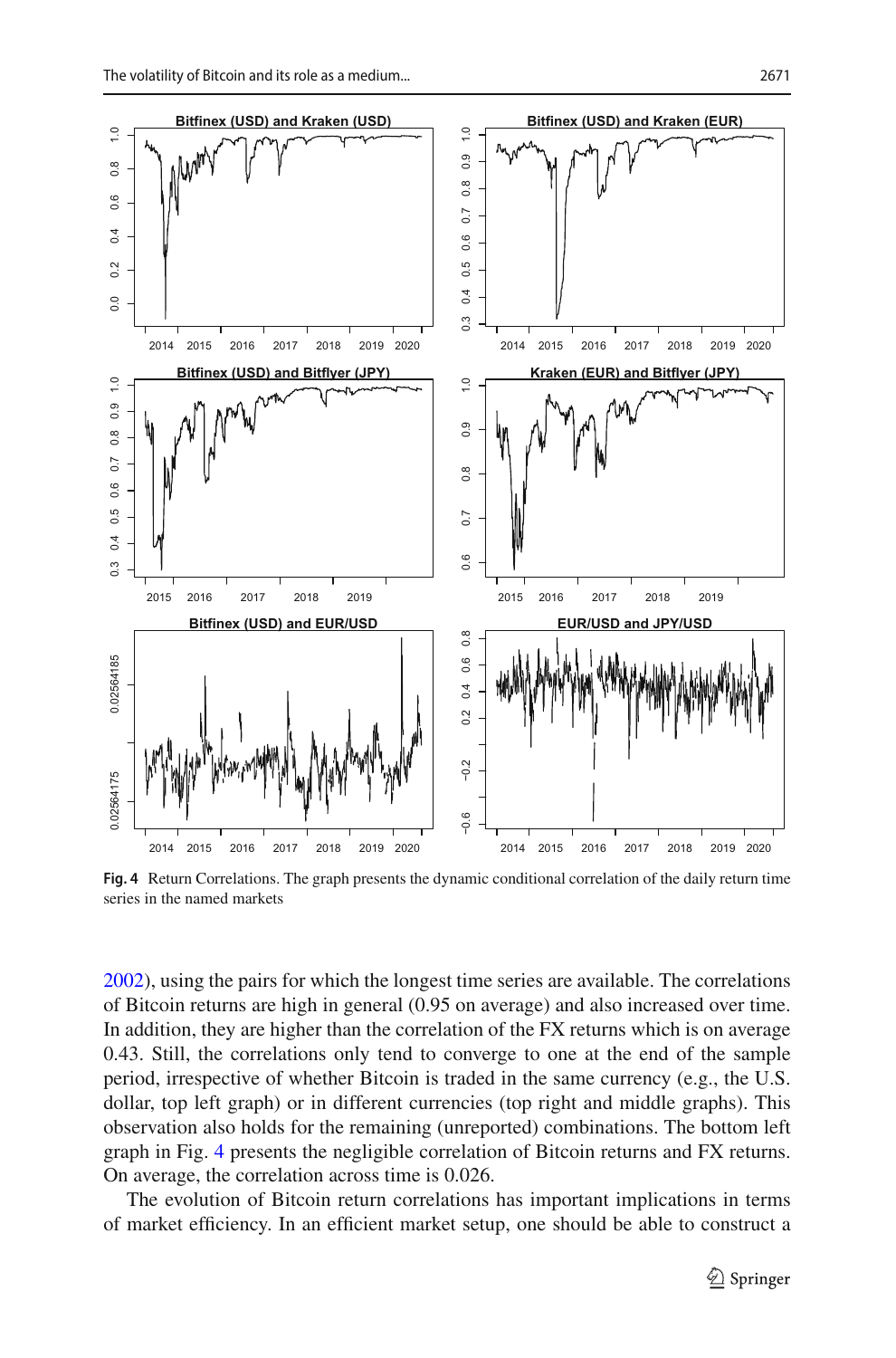**Fig. 4** Return Correlations. The graph presents the dynamic conditional correlation of the daily return time series in the named markets

2002), using the pairs for which the longest time series are available. The correlations of Bitcoin returns are high in general (0.95 on average) and also increased over time. In addition, they are higher than the correlation of the FX returns which is on average 0.43. Still, the correlations only tend to converge to one at the end of the sample period, irrespective of whether Bitcoin is traded in the same currency (e.g., the U.S. dollar, top left graph) or in different currencies (top right and middle graphs). This observation also holds for the remaining (unreported) combinations. The bottom left graph in Fig. 4 presents the negligible correlation of Bitcoin returns and FX returns. On average, the correlation across time is 0.026.

The evolution of Bitcoin return correlations has important implications in terms of market efficiency. In an efficient market setup, one should be able to construct a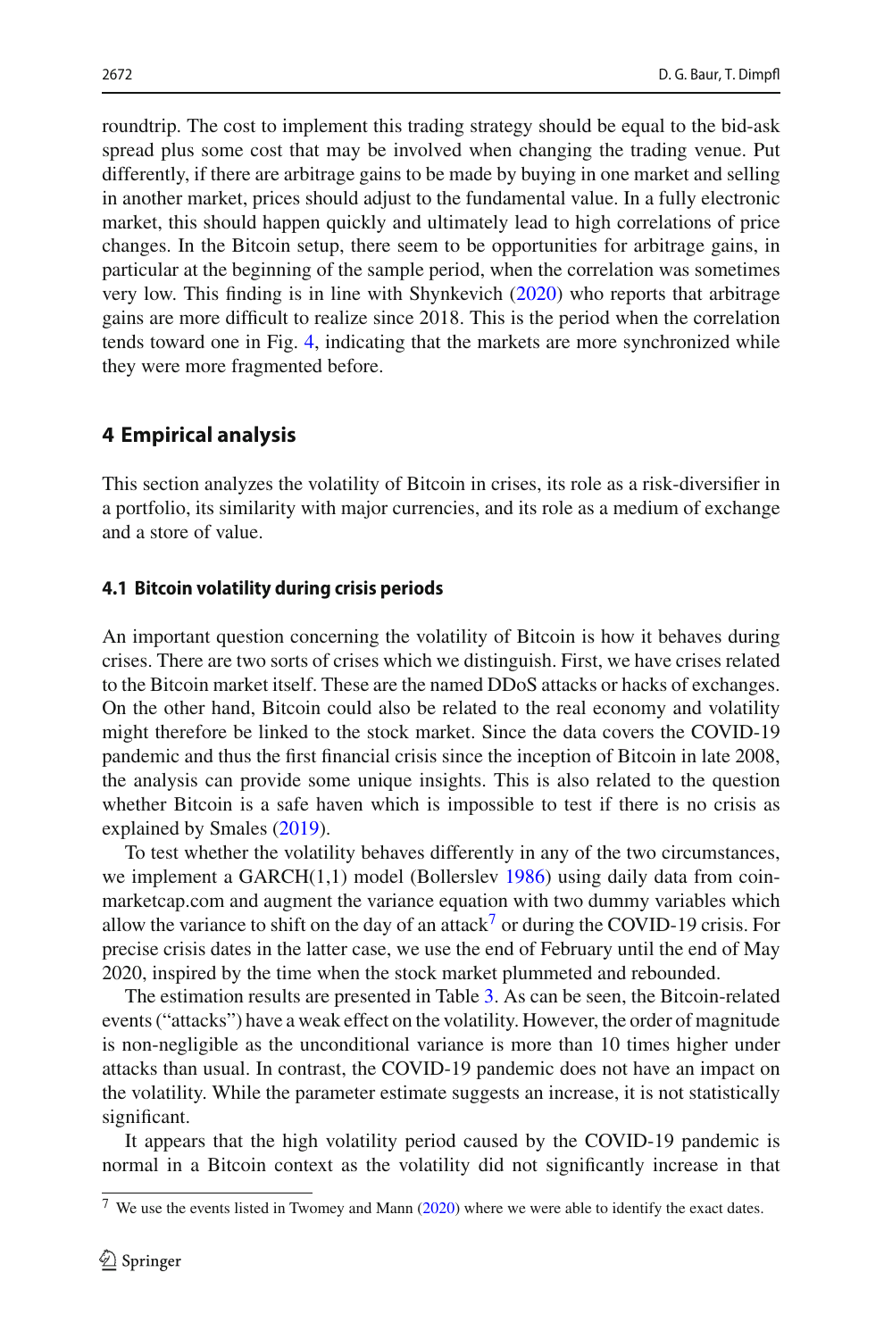roundtrip. The cost to implement this trading strategy should be equal to the bid-ask spread plus some cost that may be involved when changing the trading venue. Put differently, if there are arbitrage gains to be made by buying in one market and selling in another market, prices should adjust to the fundamental value. In a fully electronic market, this should happen quickly and ultimately lead to high correlations of price changes. In the Bitcoin setup, there seem to be opportunities for arbitrage gains, in particular at the beginning of the sample period, when the correlation was sometimes very low. This finding is in line with Shynkevich (2020) who reports that arbitrage gains are more difficult to realize since 2018. This is the period when the correlation tends toward one in Fig. 4, indicating that the markets are more synchronized while they were more fragmented before.

## 4 Empirical analysis

This section analyzes the volatility of Bitcoin in crises, its role as a risk-diversifier in a portfolio, its similarity with major currencies, and its role as a medium of exchange and a store of value.

### 4.1 Bitcoin volatility during crisis periods

An important question concerning the volatility of Bitcoin is how it behaves during crises. There are two sorts of crises which we distinguish. First, we have crises related to the Bitcoin market itself. These are the named DDoS attacks or hacks of exchanges. On the other hand, Bitcoin could also be related to the real economy and volatility might therefore be linked to the stock market. Since the data covers the COVID-19 pandemic and thus the first financial crisis since the inception of Bitcoin in late 2008, the analysis can provide some unique insights. This is also related to the question whether Bitcoin is a safe haven which is impossible to test if there is no crisis as explained by Smales (2019).

To test whether the volatility behaves differently in any of the two circumstances, we implement a GARCH(1,1) model (Bollerslev 1986) using daily data from coinmarketcap.com and augment the variance equation with two dummy variables which allow the variance to shift on the day of an attack[7] or during the COVID-19 crisis. For precise crisis dates in the latter case, we use the end of February until the end of May 2020, inspired by the time when the stock market plummeted and rebounded.

The estimation results are presented in Table 3. As can be seen, the Bitcoin-related events ("attacks") have a weak effect on the volatility. However, the order of magnitude is non-negligible as the unconditional variance is more than 10 times higher under attacks than usual. In contrast, the COVID-19 pandemic does not have an impact on the volatility. While the parameter estimate suggests an increase, it is not statistically significant.

It appears that the high volatility period caused by the COVID-19 pandemic is normal in a Bitcoin context as the volatility did not significantly increase in that

[7] We use the events listed in Twomey and Mann (2020) where we were able to identify the exact dates.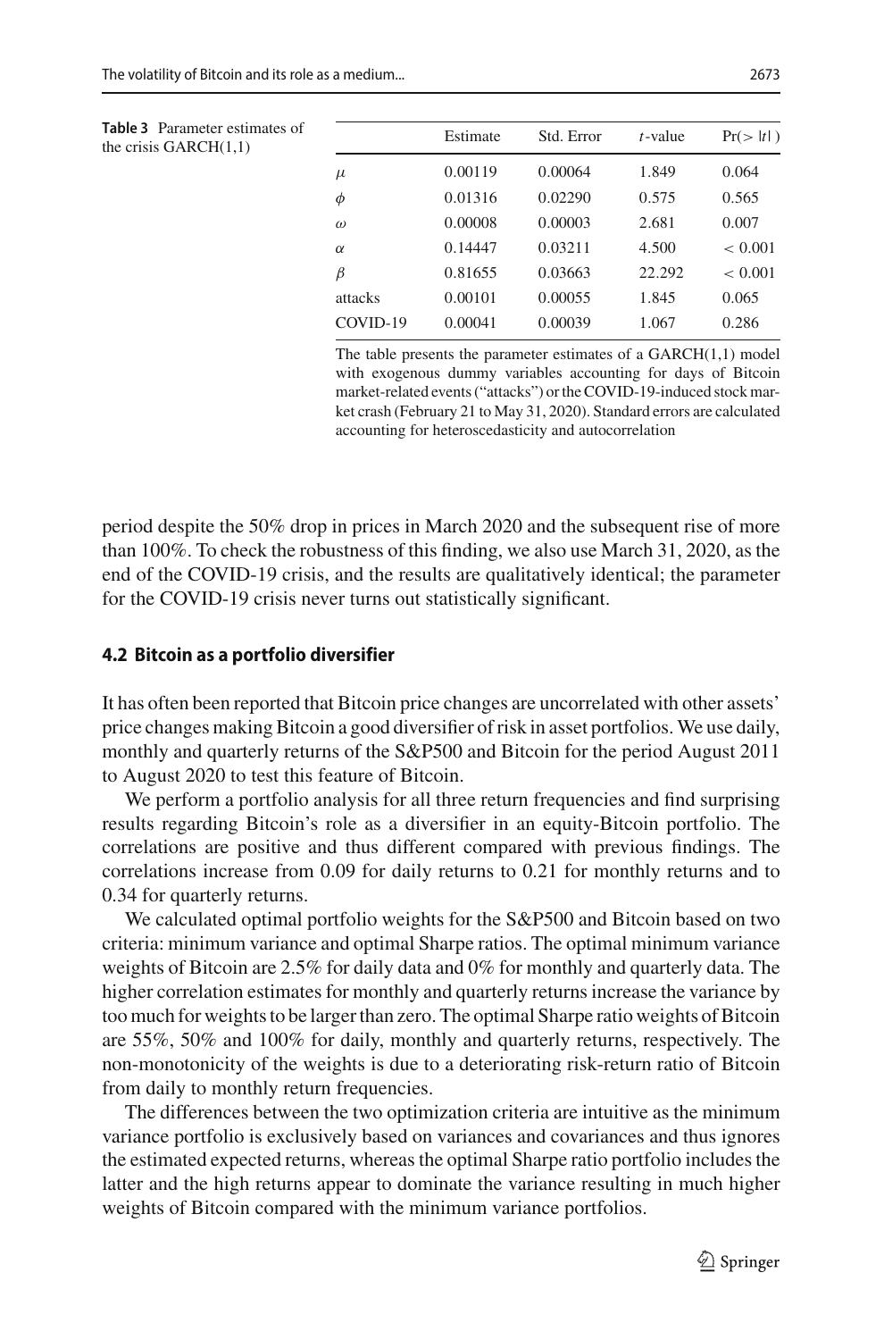**Table 3** Parameter estimates of the crisis GARCH(1,1)

| | Estimate | Std. Error | $t$-value | $\Pr(>\|t\|)$ |
|---|---|---|---|---|
| $\mu$ | 0.00119 | 0.00064 | 1.849 | 0.064 |
| $\phi$ | 0.01316 | 0.02290 | 0.575 | 0.565 |
| $\omega$ | 0.00008 | 0.00003 | 2.681 | 0.007 |
| $\alpha$ | 0.14447 | 0.03211 | 4.500 | $< 0.001$ |
| $\beta$ | 0.81655 | 0.03663 | 22.292 | $< 0.001$ |
| attacks | 0.00101 | 0.00055 | 1.845 | 0.065 |
| COVID-19 | 0.00041 | 0.00039 | 1.067 | 0.286 |

The table presents the parameter estimates of a GARCH(1,1) model with exogenous dummy variables accounting for days of Bitcoin market-related events ("attacks") or the COVID-19-induced stock market crash (February 21 to May 31, 2020). Standard errors are calculated accounting for heteroscedasticity and autocorrelation

period despite the 50% drop in prices in March 2020 and the subsequent rise of more than 100%. To check the robustness of this finding, we also use March 31, 2020, as the end of the COVID-19 crisis, and the results are qualitatively identical; the parameter for the COVID-19 crisis never turns out statistically significant.

### 4.2 Bitcoin as a portfolio diversifier

It has often been reported that Bitcoin price changes are uncorrelated with other assets' price changes making Bitcoin a good diversifier of risk in asset portfolios. We use daily, monthly and quarterly returns of the S&P500 and Bitcoin for the period August 2011 to August 2020 to test this feature of Bitcoin.

We perform a portfolio analysis for all three return frequencies and find surprising results regarding Bitcoin's role as a diversifier in an equity-Bitcoin portfolio. The correlations are positive and thus different compared with previous findings. The correlations increase from 0.09 for daily returns to 0.21 for monthly returns and to 0.34 for quarterly returns.

We calculated optimal portfolio weights for the S&P500 and Bitcoin based on two criteria: minimum variance and optimal Sharpe ratios. The optimal minimum variance weights of Bitcoin are 2.5% for daily data and 0% for monthly and quarterly data. The higher correlation estimates for monthly and quarterly returns increase the variance by too much for weights to be larger than zero. The optimal Sharpe ratio weights of Bitcoin are 55%, 50% and 100% for daily, monthly and quarterly returns, respectively. The non-monotonicity of the weights is due to a deteriorating risk-return ratio of Bitcoin from daily to monthly return frequencies.

The differences between the two optimization criteria are intuitive as the minimum variance portfolio is exclusively based on variances and covariances and thus ignores the estimated expected returns, whereas the optimal Sharpe ratio portfolio includes the latter and the high returns appear to dominate the variance resulting in much higher weights of Bitcoin compared with the minimum variance portfolios.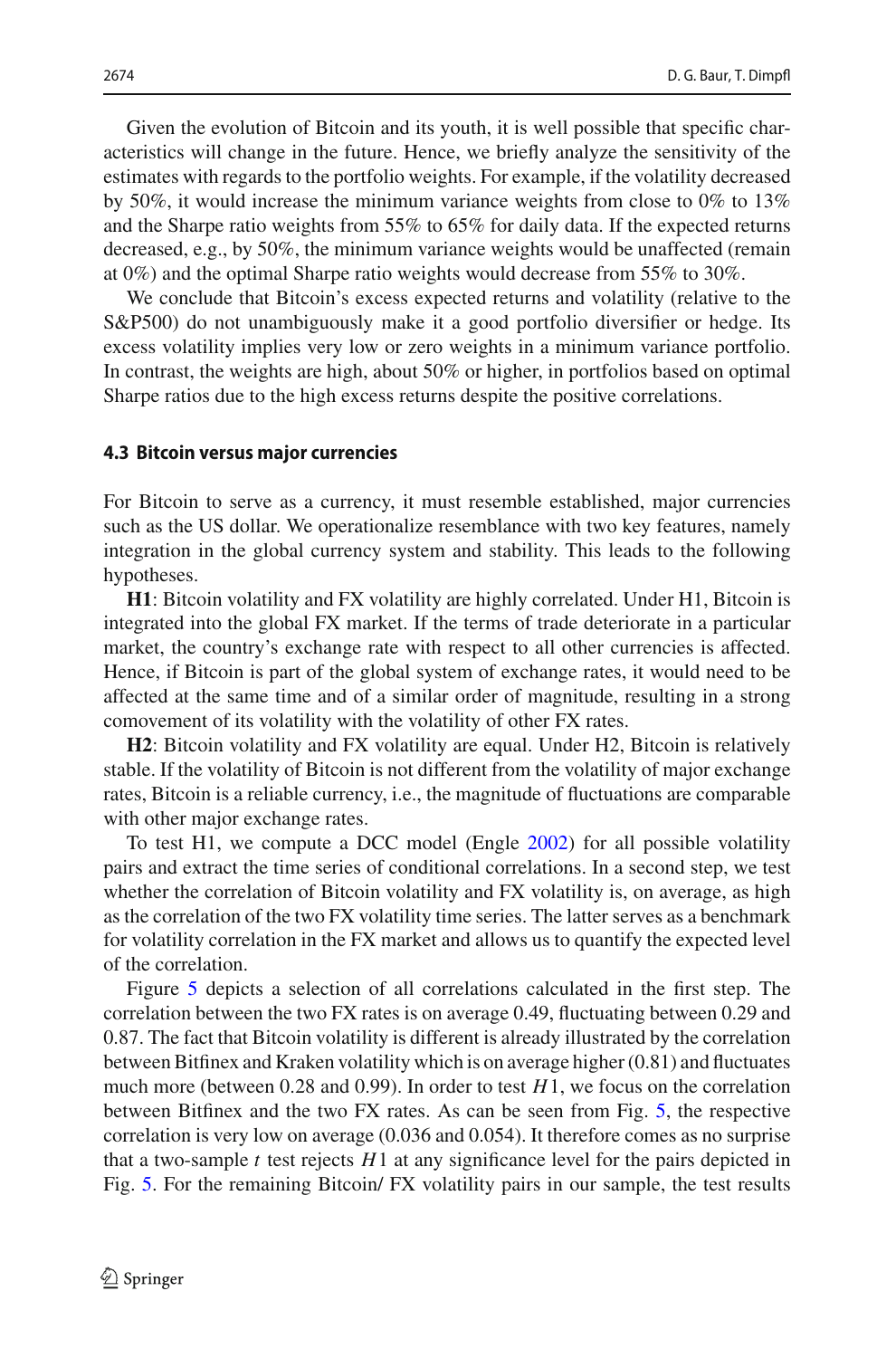Given the evolution of Bitcoin and its youth, it is well possible that specific characteristics will change in the future. Hence, we briefly analyze the sensitivity of the estimates with regards to the portfolio weights. For example, if the volatility decreased by 50%, it would increase the minimum variance weights from close to 0% to 13% and the Sharpe ratio weights from 55% to 65% for daily data. If the expected returns decreased, e.g., by 50%, the minimum variance weights would be unaffected (remain at 0%) and the optimal Sharpe ratio weights would decrease from 55% to 30%.

We conclude that Bitcoin's excess expected returns and volatility (relative to the S&P500) do not unambiguously make it a good portfolio diversifier or hedge. Its excess volatility implies very low or zero weights in a minimum variance portfolio. In contrast, the weights are high, about 50% or higher, in portfolios based on optimal Sharpe ratios due to the high excess returns despite the positive correlations.

### 4.3 Bitcoin versus major currencies

For Bitcoin to serve as a currency, it must resemble established, major currencies such as the US dollar. We operationalize resemblance with two key features, namely integration in the global currency system and stability. This leads to the following hypotheses.

**H1**: Bitcoin volatility and FX volatility are highly correlated. Under H1, Bitcoin is integrated into the global FX market. If the terms of trade deteriorate in a particular market, the country's exchange rate with respect to all other currencies is affected. Hence, if Bitcoin is part of the global system of exchange rates, it would need to be affected at the same time and of a similar order of magnitude, resulting in a strong comovement of its volatility with the volatility of other FX rates.

**H2**: Bitcoin volatility and FX volatility are equal. Under H2, Bitcoin is relatively stable. If the volatility of Bitcoin is not different from the volatility of major exchange rates, Bitcoin is a reliable currency, i.e., the magnitude of fluctuations are comparable with other major exchange rates.

To test H1, we compute a DCC model (Engle 2002) for all possible volatility pairs and extract the time series of conditional correlations. In a second step, we test whether the correlation of Bitcoin volatility and FX volatility is, on average, as high as the correlation of the two FX volatility time series. The latter serves as a benchmark for volatility correlation in the FX market and allows us to quantify the expected level of the correlation.

Figure 5 depicts a selection of all correlations calculated in the first step. The correlation between the two FX rates is on average 0.49, fluctuating between 0.29 and 0.87. The fact that Bitcoin volatility is different is already illustrated by the correlation between Bitfinex and Kraken volatility which is on average higher (0.81) and fluctuates much more (between 0.28 and 0.99). In order to test $H1$, we focus on the correlation between Bitfinex and the two FX rates. As can be seen from Fig. 5, the respective correlation is very low on average (0.036 and 0.054). It therefore comes as no surprise that a two-sample $t$ test rejects $H1$ at any significance level for the pairs depicted in Fig. 5. For the remaining Bitcoin/ FX volatility pairs in our sample, the test results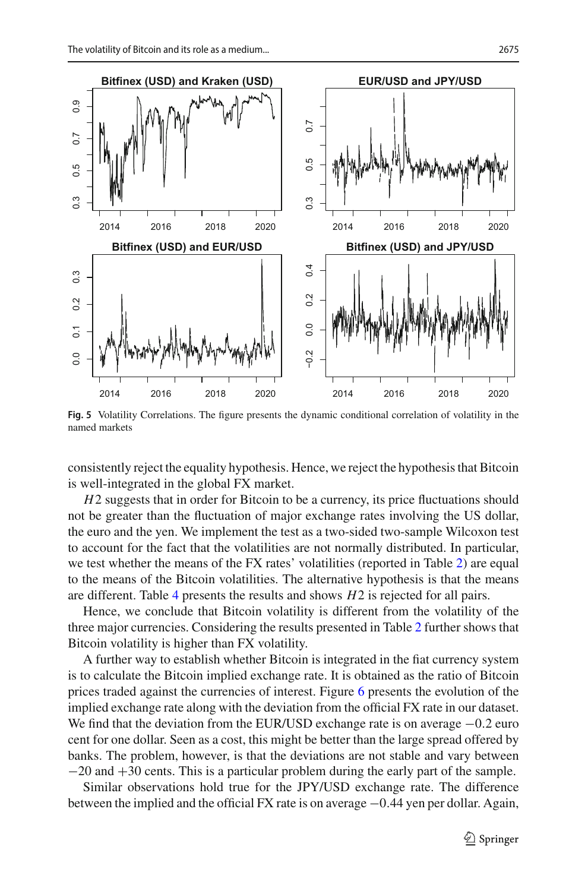**Fig. 5** Volatility Correlations. The figure presents the dynamic conditional correlation of volatility in the named markets

consistently reject the equality hypothesis. Hence, we reject the hypothesis that Bitcoin is well-integrated in the global FX market.

$H2$ suggests that in order for Bitcoin to be a currency, its price fluctuations should not be greater than the fluctuation of major exchange rates involving the US dollar, the euro and the yen. We implement the test as a two-sided two-sample Wilcoxon test to account for the fact that the volatilities are not normally distributed. In particular, we test whether the means of the FX rates' volatilities (reported in Table 2) are equal to the means of the Bitcoin volatilities. The alternative hypothesis is that the means are different. Table 4 presents the results and shows $H2$ is rejected for all pairs.

Hence, we conclude that Bitcoin volatility is different from the volatility of the three major currencies. Considering the results presented in Table 2 further shows that Bitcoin volatility is higher than FX volatility.

A further way to establish whether Bitcoin is integrated in the fiat currency system is to calculate the Bitcoin implied exchange rate. It is obtained as the ratio of Bitcoin prices traded against the currencies of interest. Figure 6 presents the evolution of the implied exchange rate along with the deviation from the official FX rate in our dataset. We find that the deviation from the EUR/USD exchange rate is on average $-0.2$ euro cent for one dollar. Seen as a cost, this might be better than the large spread offered by banks. The problem, however, is that the deviations are not stable and vary between $-20$ and $+30$ cents. This is a particular problem during the early part of the sample.

Similar observations hold true for the JPY/USD exchange rate. The difference between the implied and the official FX rate is on average $-0.44$ yen per dollar. Again,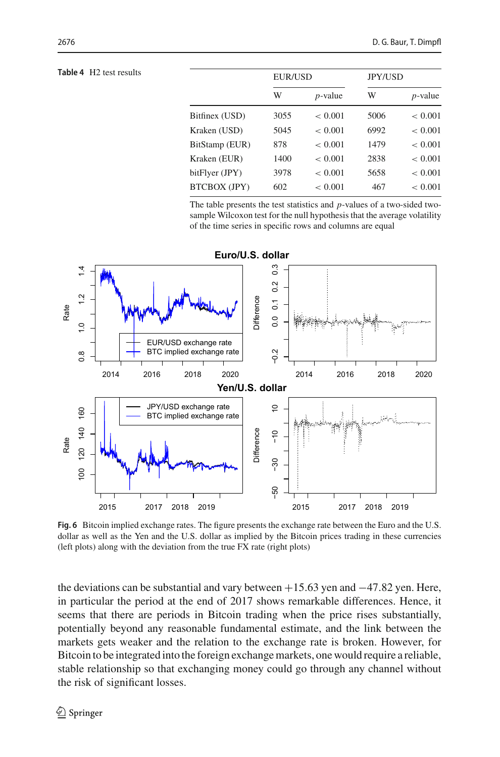**Table 4** H2 test results

| | EUR/USD | | JPY/USD | |
|---|---|---|---|---|
| | W | $p$-value | W | $p$-value |
| Bitfinex (USD) | 3055 | $< 0.001$ | 5006 | $< 0.001$ |
| Kraken (USD) | 5045 | $< 0.001$ | 6992 | $< 0.001$ |
| BitStamp (EUR) | 878 | $< 0.001$ | 1479 | $< 0.001$ |
| Kraken (EUR) | 1400 | $< 0.001$ | 2838 | $< 0.001$ |
| bitFlyer (JPY) | 3978 | $< 0.001$ | 5658 | $< 0.001$ |
| BTCBOX (JPY) | 602 | $< 0.001$ | 467 | $< 0.001$ |

The table presents the test statistics and $p$-values of a two-sided two-sample Wilcoxon test for the null hypothesis that the average volatility of the time series in specific rows and columns are equal

**Fig. 6** Bitcoin implied exchange rates. The figure presents the exchange rate between the Euro and the U.S. dollar as well as the Yen and the U.S. dollar as implied by the Bitcoin prices trading in these currencies (left plots) along with the deviation from the true FX rate (right plots)

the deviations can be substantial and vary between +15.63 yen and −47.82 yen. Here, in particular the period at the end of 2017 shows remarkable differences. Hence, it seems that there are periods in Bitcoin trading when the price rises substantially, potentially beyond any reasonable fundamental estimate, and the link between the markets gets weaker and the relation to the exchange rate is broken. However, for Bitcoin to be integrated into the foreign exchange markets, one would require a reliable, stable relationship so that exchanging money could go through any channel without the risk of significant losses.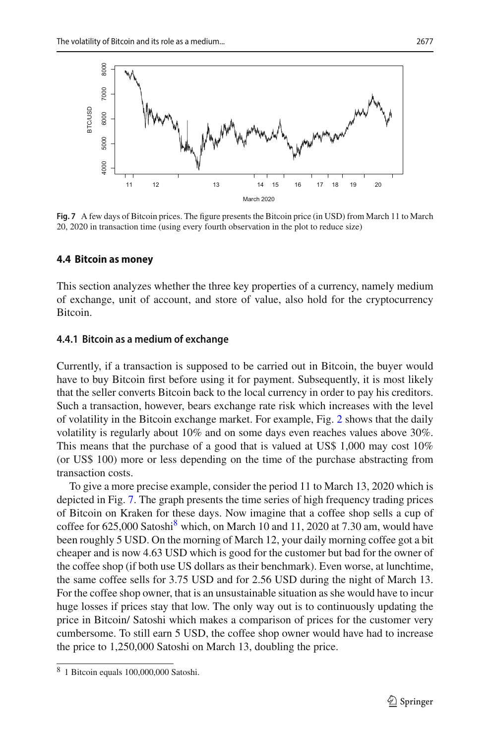**Fig. 7** A few days of Bitcoin prices. The figure presents the Bitcoin price (in USD) from March 11 to March 20, 2020 in transaction time (using every fourth observation in the plot to reduce size)

### 4.4 Bitcoin as money

This section analyzes whether the three key properties of a currency, namely medium of exchange, unit of account, and store of value, also hold for the cryptocurrency Bitcoin.

#### 4.4.1 Bitcoin as a medium of exchange

Currently, if a transaction is supposed to be carried out in Bitcoin, the buyer would have to buy Bitcoin first before using it for payment. Subsequently, it is most likely that the seller converts Bitcoin back to the local currency in order to pay his creditors. Such a transaction, however, bears exchange rate risk which increases with the level of volatility in the Bitcoin exchange market. For example, Fig. 2 shows that the daily volatility is regularly about 10% and on some days even reaches values above 30%. This means that the purchase of a good that is valued at US$ 1,000 may cost 10% (or US$ 100) more or less depending on the time of the purchase abstracting from transaction costs.

To give a more precise example, consider the period 11 to March 13, 2020 which is depicted in Fig. 7. The graph presents the time series of high frequency trading prices of Bitcoin on Kraken for these days. Now imagine that a coffee shop sells a cup of coffee for 625,000 Satoshi[8] which, on March 10 and 11, 2020 at 7.30 am, would have been roughly 5 USD. On the morning of March 12, your daily morning coffee got a bit cheaper and is now 4.63 USD which is good for the customer but bad for the owner of the coffee shop (if both use US dollars as their benchmark). Even worse, at lunchtime, the same coffee sells for 3.75 USD and for 2.56 USD during the night of March 13. For the coffee shop owner, that is an unsustainable situation as she would have to incur huge losses if prices stay that low. The only way out is to continuously updating the price in Bitcoin/ Satoshi which makes a comparison of prices for the customer very cumbersome. To still earn 5 USD, the coffee shop owner would have had to increase the price to 1,250,000 Satoshi on March 13, doubling the price.

[8] 1 Bitcoin equals 100,000,000 Satoshi.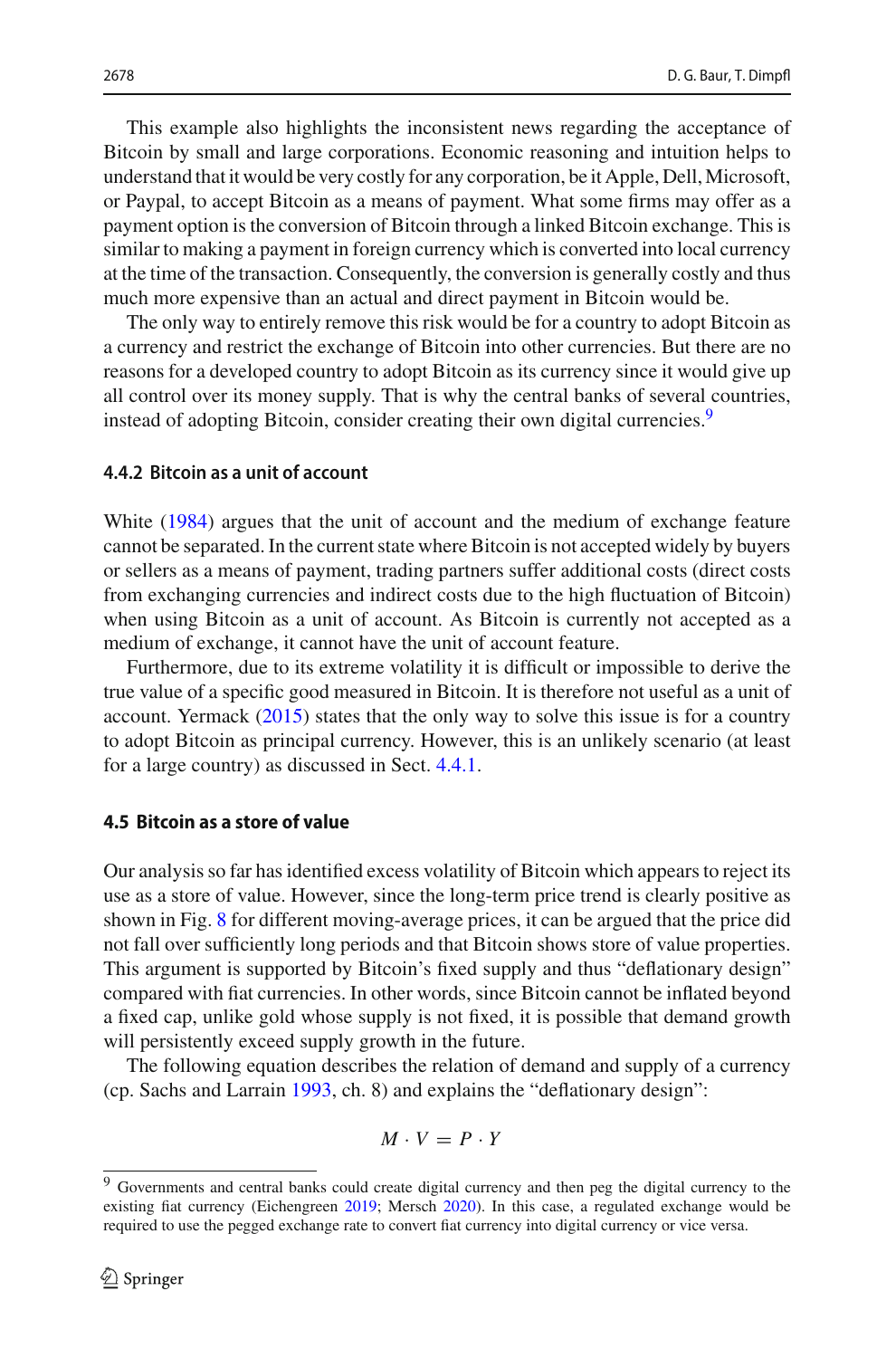This example also highlights the inconsistent news regarding the acceptance of Bitcoin by small and large corporations. Economic reasoning and intuition helps to understand that it would be very costly for any corporation, be it Apple, Dell, Microsoft, or Paypal, to accept Bitcoin as a means of payment. What some firms may offer as a payment option is the conversion of Bitcoin through a linked Bitcoin exchange. This is similar to making a payment in foreign currency which is converted into local currency at the time of the transaction. Consequently, the conversion is generally costly and thus much more expensive than an actual and direct payment in Bitcoin would be.

The only way to entirely remove this risk would be for a country to adopt Bitcoin as a currency and restrict the exchange of Bitcoin into other currencies. But there are no reasons for a developed country to adopt Bitcoin as its currency since it would give up all control over its money supply. That is why the central banks of several countries, instead of adopting Bitcoin, consider creating their own digital currencies.[9]

#### 4.4.2 Bitcoin as a unit of account

White (1984) argues that the unit of account and the medium of exchange feature cannot be separated. In the current state where Bitcoin is not accepted widely by buyers or sellers as a means of payment, trading partners suffer additional costs (direct costs from exchanging currencies and indirect costs due to the high fluctuation of Bitcoin) when using Bitcoin as a unit of account. As Bitcoin is currently not accepted as a medium of exchange, it cannot have the unit of account feature.

Furthermore, due to its extreme volatility it is difficult or impossible to derive the true value of a specific good measured in Bitcoin. It is therefore not useful as a unit of account. Yermack (2015) states that the only way to solve this issue is for a country to adopt Bitcoin as principal currency. However, this is an unlikely scenario (at least for a large country) as discussed in Sect. 4.4.1.

### 4.5 Bitcoin as a store of value

Our analysis so far has identified excess volatility of Bitcoin which appears to reject its use as a store of value. However, since the long-term price trend is clearly positive as shown in Fig. 8 for different moving-average prices, it can be argued that the price did not fall over sufficiently long periods and that Bitcoin shows store of value properties. This argument is supported by Bitcoin's fixed supply and thus "deflationary design" compared with fiat currencies. In other words, since Bitcoin cannot be inflated beyond a fixed cap, unlike gold whose supply is not fixed, it is possible that demand growth will persistently exceed supply growth in the future.

The following equation describes the relation of demand and supply of a currency (cp. Sachs and Larrain 1993, ch. 8) and explains the "deflationary design":

$$M \cdot V = P \cdot Y$$

[9] Governments and central banks could create digital currency and then peg the digital currency to the existing fiat currency (Eichengreen 2019; Mersch 2020). In this case, a regulated exchange would be required to use the pegged exchange rate to convert fiat currency into digital currency or vice versa.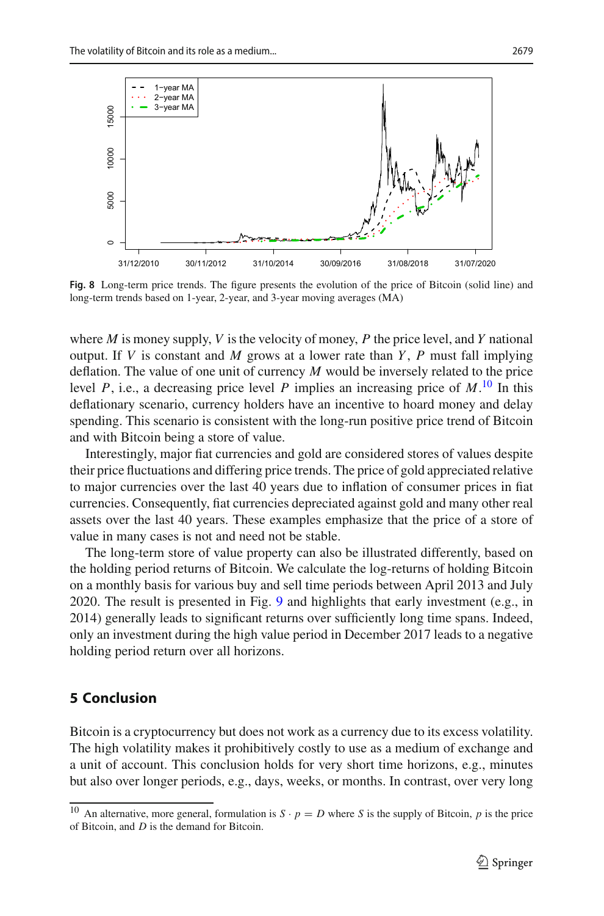Fig. 8 Long-term price trends. The figure presents the evolution of the price of Bitcoin (solid line) and long-term trends based on 1-year, 2-year, and 3-year moving averages (MA)

where $M$ is money supply, $V$ is the velocity of money, $P$ the price level, and $Y$ national output. If $V$ is constant and $M$ grows at a lower rate than $Y$, $P$ must fall implying deflation. The value of one unit of currency $M$ would be inversely related to the price level $P$, i.e., a decreasing price level $P$ implies an increasing price of $M$.[10] In this deflationary scenario, currency holders have an incentive to hoard money and delay spending. This scenario is consistent with the long-run positive price trend of Bitcoin and with Bitcoin being a store of value.

Interestingly, major fiat currencies and gold are considered stores of values despite their price fluctuations and differing price trends. The price of gold appreciated relative to major currencies over the last 40 years due to inflation of consumer prices in fiat currencies. Consequently, fiat currencies depreciated against gold and many other real assets over the last 40 years. These examples emphasize that the price of a store of value in many cases is not and need not be stable.

The long-term store of value property can also be illustrated differently, based on the holding period returns of Bitcoin. We calculate the log-returns of holding Bitcoin on a monthly basis for various buy and sell time periods between April 2013 and July 2020. The result is presented in Fig. 9 and highlights that early investment (e.g., in 2014) generally leads to significant returns over sufficiently long time spans. Indeed, only an investment during the high value period in December 2017 leads to a negative holding period return over all horizons.

## 5 Conclusion

Bitcoin is a cryptocurrency but does not work as a currency due to its excess volatility. The high volatility makes it prohibitively costly to use as a medium of exchange and a unit of account. This conclusion holds for very short time horizons, e.g., minutes but also over longer periods, e.g., days, weeks, or months. In contrast, over very long

[10] An alternative, more general, formulation is $S \cdot p = D$ where $S$ is the supply of Bitcoin, $p$ is the price of Bitcoin, and $D$ is the demand for Bitcoin.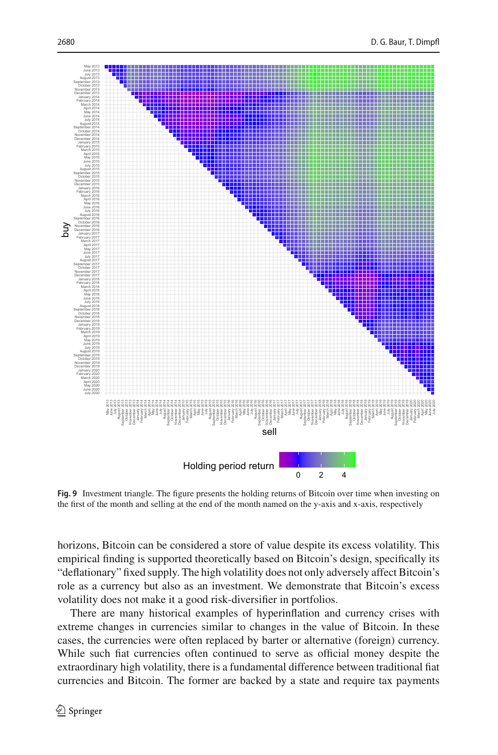**Fig. 9** Investment triangle. The figure presents the holding returns of Bitcoin over time when investing on the first of the month and selling at the end of the month named on the y-axis and x-axis, respectively

horizons, Bitcoin can be considered a store of value despite its excess volatility. This empirical finding is supported theoretically based on Bitcoin's design, specifically its "deflationary" fixed supply. The high volatility does not only adversely affect Bitcoin's role as a currency but also as an investment. We demonstrate that Bitcoin's excess volatility does not make it a good risk-diversifier in portfolios.

There are many historical examples of hyperinflation and currency crises with extreme changes in currencies similar to changes in the value of Bitcoin. In these cases, the currencies were often replaced by barter or alternative (foreign) currency. While such fiat currencies often continued to serve as official money despite the extraordinary high volatility, there is a fundamental difference between traditional fiat currencies and Bitcoin. The former are backed by a state and require tax payments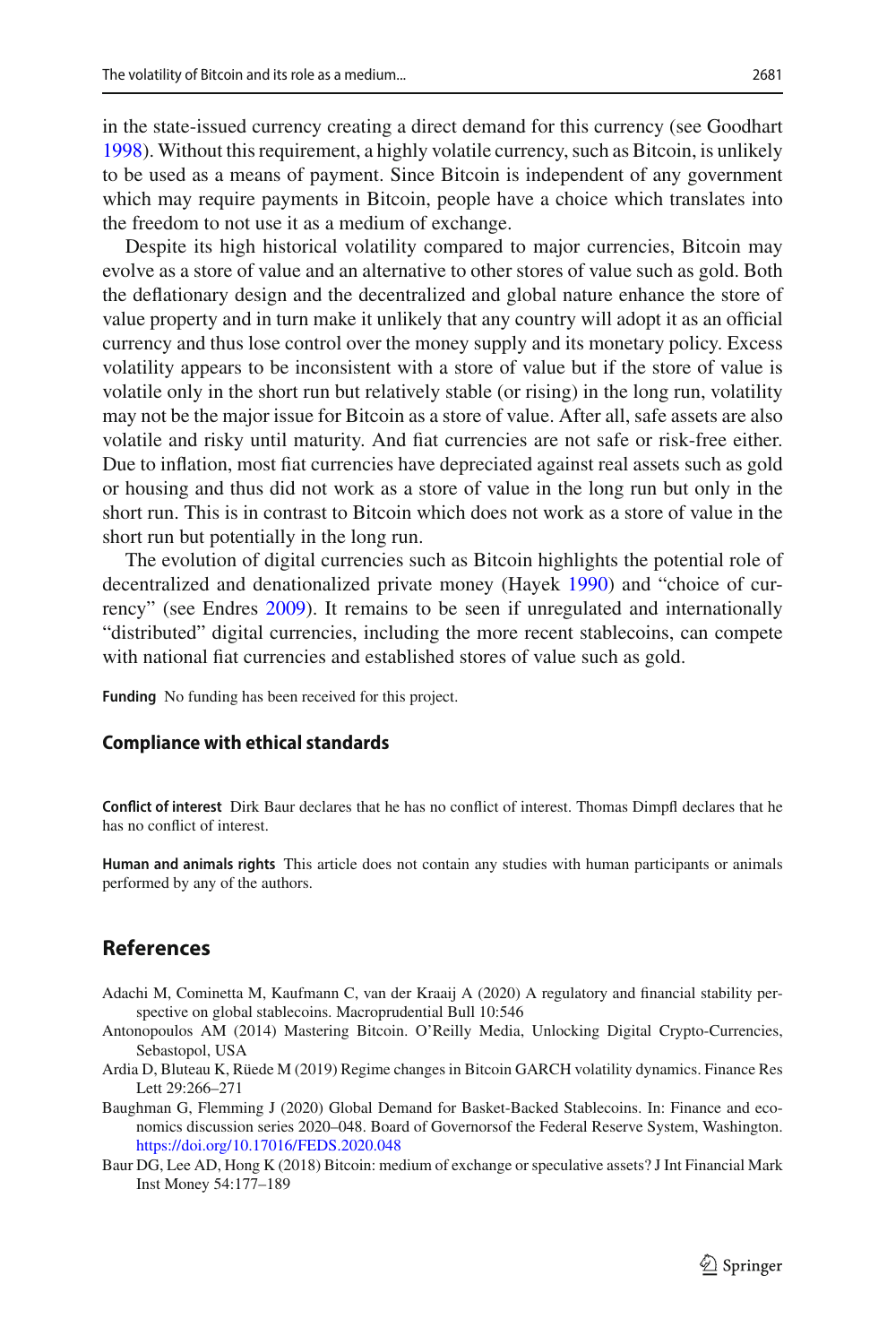in the state-issued currency creating a direct demand for this currency (see Goodhart 1998). Without this requirement, a highly volatile currency, such as Bitcoin, is unlikely to be used as a means of payment. Since Bitcoin is independent of any government which may require payments in Bitcoin, people have a choice which translates into the freedom to not use it as a medium of exchange.

Despite its high historical volatility compared to major currencies, Bitcoin may evolve as a store of value and an alternative to other stores of value such as gold. Both the deflationary design and the decentralized and global nature enhance the store of value property and in turn make it unlikely that any country will adopt it as an official currency and thus lose control over the money supply and its monetary policy. Excess volatility appears to be inconsistent with a store of value but if the store of value is volatile only in the short run but relatively stable (or rising) in the long run, volatility may not be the major issue for Bitcoin as a store of value. After all, safe assets are also volatile and risky until maturity. And fiat currencies are not safe or risk-free either. Due to inflation, most fiat currencies have depreciated against real assets such as gold or housing and thus did not work as a store of value in the long run but only in the short run. This is in contrast to Bitcoin which does not work as a store of value in the short run but potentially in the long run.

The evolution of digital currencies such as Bitcoin highlights the potential role of decentralized and denationalized private money (Hayek 1990) and "choice of currency" (see Endres 2009). It remains to be seen if unregulated and internationally "distributed" digital currencies, including the more recent stablecoins, can compete with national fiat currencies and established stores of value such as gold.

**Funding** No funding has been received for this project.

### Compliance with ethical standards

**Conflict of interest** Dirk Baur declares that he has no conflict of interest. Thomas Dimpfl declares that he has no conflict of interest.

**Human and animals rights** This article does not contain any studies with human participants or animals performed by any of the authors.

## References

Adachi M, Cominetta M, Kaufmann C, van der Kraaij A (2020) A regulatory and financial stability perspective on global stablecoins. Macroprudential Bull 10:546

Antonopoulos AM (2014) Mastering Bitcoin. O'Reilly Media, Unlocking Digital Crypto-Currencies, Sebastopol, USA

Ardia D, Bluteau K, Rüede M (2019) Regime changes in Bitcoin GARCH volatility dynamics. Finance Res Lett 29:266–271

Baughman G, Flemming J (2020) Global Demand for Basket-Backed Stablecoins. In: Finance and economics discussion series 2020–048. Board of Governorsof the Federal Reserve System, Washington. https://doi.org/10.17016/FEDS.2020.048

Baur DG, Lee AD, Hong K (2018) Bitcoin: medium of exchange or speculative assets? J Int Financial Mark Inst Money 54:177–189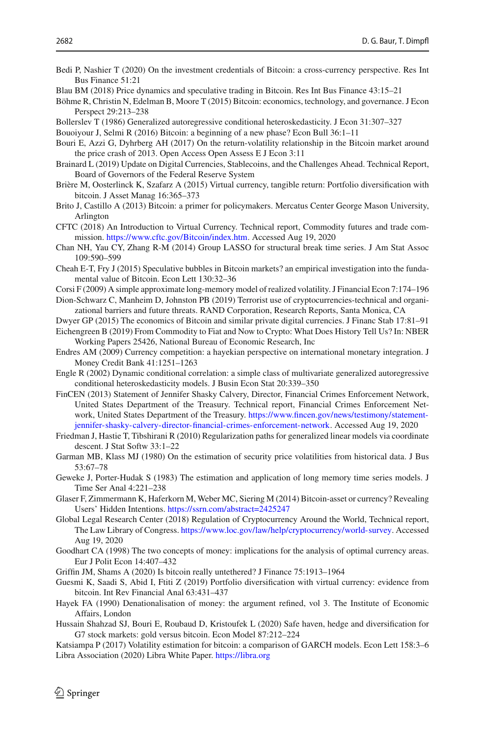Bedi P, Nashier T (2020) On the investment credentials of Bitcoin: a cross-currency perspective. Res Int Bus Finance 51:21

Blau BM (2018) Price dynamics and speculative trading in Bitcoin. Res Int Bus Finance 43:15–21

Böhme R, Christin N, Edelman B, Moore T (2015) Bitcoin: economics, technology, and governance. J Econ Perspect 29:213–238

Bollerslev T (1986) Generalized autoregressive conditional heteroskedasticity. J Econ 31:307–327

Bouoiyour J, Selmi R (2016) Bitcoin: a beginning of a new phase? Econ Bull 36:1–11

Bouri E, Azzi G, Dyhrberg AH (2017) On the return-volatility relationship in the Bitcoin market around the price crash of 2013. Open Access Open Assess E J Econ 3:11

Brainard L (2019) Update on Digital Currencies, Stablecoins, and the Challenges Ahead. Technical Report, Board of Governors of the Federal Reserve System

Brière M, Oosterlinck K, Szafarz A (2015) Virtual currency, tangible return: Portfolio diversification with bitcoin. J Asset Manag 16:365–373

Brito J, Castillo A (2013) Bitcoin: a primer for policymakers. Mercatus Center George Mason University, Arlington

CFTC (2018) An Introduction to Virtual Currency. Technical report, Commodity futures and trade commission. https://www.cftc.gov/Bitcoin/index.htm. Accessed Aug 19, 2020

Chan NH, Yau CY, Zhang R-M (2014) Group LASSO for structural break time series. J Am Stat Assoc 109:590–599

Cheah E-T, Fry J (2015) Speculative bubbles in Bitcoin markets? an empirical investigation into the fundamental value of Bitcoin. Econ Lett 130:32–36

Corsi F (2009) A simple approximate long-memory model of realized volatility. J Financial Econ 7:174–196

Dion-Schwarz C, Manheim D, Johnston PB (2019) Terrorist use of cryptocurrencies-technical and organizational barriers and future threats. RAND Corporation, Research Reports, Santa Monica, CA

Dwyer GP (2015) The economics of Bitcoin and similar private digital currencies. J Financ Stab 17:81–91

Eichengreen B (2019) From Commodity to Fiat and Now to Crypto: What Does History Tell Us? In: NBER Working Papers 25426, National Bureau of Economic Research, Inc

Endres AM (2009) Currency competition: a hayekian perspective on international monetary integration. J Money Credit Bank 41:1251–1263

Engle R (2002) Dynamic conditional correlation: a simple class of multivariate generalized autoregressive conditional heteroskedasticity models. J Busin Econ Stat 20:339–350

FinCEN (2013) Statement of Jennifer Shasky Calvery, Director, Financial Crimes Enforcement Network, United States Department of the Treasury. Technical report, Financial Crimes Enforcement Network, United States Department of the Treasury. https://www.fincen.gov/news/testimony/statement-jennifer-shasky-calvery-director-financial-crimes-enforcement-network. Accessed Aug 19, 2020

Friedman J, Hastie T, Tibshirani R (2010) Regularization paths for generalized linear models via coordinate descent. J Stat Softw 33:1–22

Garman MB, Klass MJ (1980) On the estimation of security price volatilities from historical data. J Bus 53:67–78

Geweke J, Porter-Hudak S (1983) The estimation and application of long memory time series models. J Time Ser Anal 4:221–238

Glaser F, Zimmermann K, Haferkorn M, Weber MC, Siering M (2014) Bitcoin-asset or currency? Revealing Users' Hidden Intentions. https://ssrn.com/abstract=2425247

Global Legal Research Center (2018) Regulation of Cryptocurrency Around the World, Technical report, The Law Library of Congress. https://www.loc.gov/law/help/cryptocurrency/world-survey. Accessed Aug 19, 2020

Goodhart CA (1998) The two concepts of money: implications for the analysis of optimal currency areas. Eur J Polit Econ 14:407–432

Griffin JM, Shams A (2020) Is bitcoin really untethered? J Finance 75:1913–1964

Guesmi K, Saadi S, Abid I, Ftiti Z (2019) Portfolio diversification with virtual currency: evidence from bitcoin. Int Rev Financial Anal 63:431–437

Hayek FA (1990) Denationalisation of money: the argument refined, vol 3. The Institute of Economic Affairs, London

Hussain Shahzad SJ, Bouri E, Roubaud D, Kristoufek L (2020) Safe haven, hedge and diversification for G7 stock markets: gold versus bitcoin. Econ Model 87:212–224

Katsiampa P (2017) Volatility estimation for bitcoin: a comparison of GARCH models. Econ Lett 158:3–6

Libra Association (2020) Libra White Paper. https://libra.org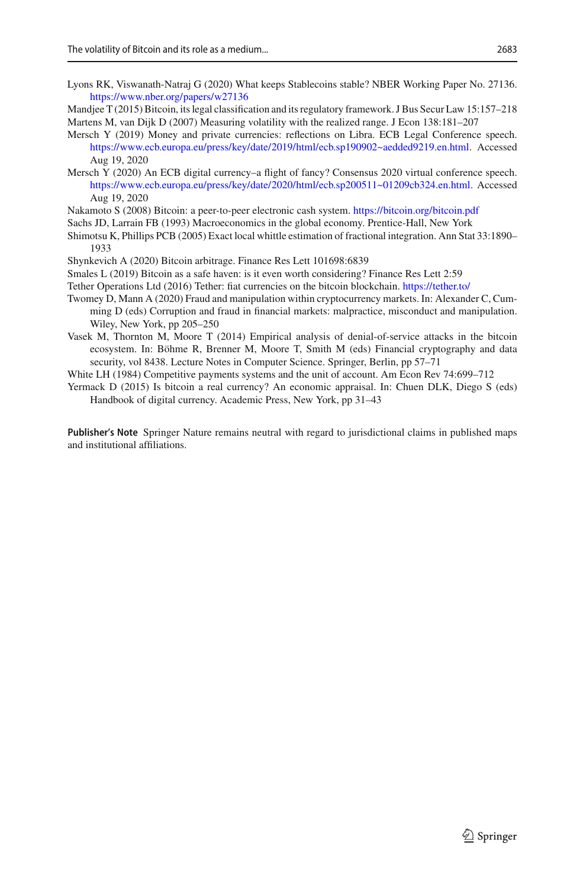Lyons RK, Viswanath-Natraj G (2020) What keeps Stablecoins stable? NBER Working Paper No. 27136. https://www.nber.org/papers/w27136

Mandjee T (2015) Bitcoin, its legal classification and its regulatory framework. J Bus Secur Law 15:157–218

Martens M, van Dijk D (2007) Measuring volatility with the realized range. J Econ 138:181–207

Mersch Y (2019) Money and private currencies: reflections on Libra. ECB Legal Conference speech. https://www.ecb.europa.eu/press/key/date/2019/html/ecb.sp190902~aedded9219.en.html. Accessed Aug 19, 2020

Mersch Y (2020) An ECB digital currency–a flight of fancy? Consensus 2020 virtual conference speech. https://www.ecb.europa.eu/press/key/date/2020/html/ecb.sp200511~01209cb324.en.html. Accessed Aug 19, 2020

Nakamoto S (2008) Bitcoin: a peer-to-peer electronic cash system. https://bitcoin.org/bitcoin.pdf

Sachs JD, Larrain FB (1993) Macroeconomics in the global economy. Prentice-Hall, New York

Shimotsu K, Phillips PCB (2005) Exact local whittle estimation of fractional integration. Ann Stat 33:1890–1933

Shynkevich A (2020) Bitcoin arbitrage. Finance Res Lett 101698:6839

Smales L (2019) Bitcoin as a safe haven: is it even worth considering? Finance Res Lett 2:59

Tether Operations Ltd (2016) Tether: fiat currencies on the bitcoin blockchain. https://tether.to/

Twomey D, Mann A (2020) Fraud and manipulation within cryptocurrency markets. In: Alexander C, Cumming D (eds) Corruption and fraud in financial markets: malpractice, misconduct and manipulation. Wiley, New York, pp 205–250

Vasek M, Thornton M, Moore T (2014) Empirical analysis of denial-of-service attacks in the bitcoin ecosystem. In: Böhme R, Brenner M, Moore T, Smith M (eds) Financial cryptography and data security, vol 8438. Lecture Notes in Computer Science. Springer, Berlin, pp 57–71

White LH (1984) Competitive payments systems and the unit of account. Am Econ Rev 74:699–712

Yermack D (2015) Is bitcoin a real currency? An economic appraisal. In: Chuen DLK, Diego S (eds) Handbook of digital currency. Academic Press, New York, pp 31–43

**Publisher's Note** Springer Nature remains neutral with regard to jurisdictional claims in published maps and institutional affiliations.